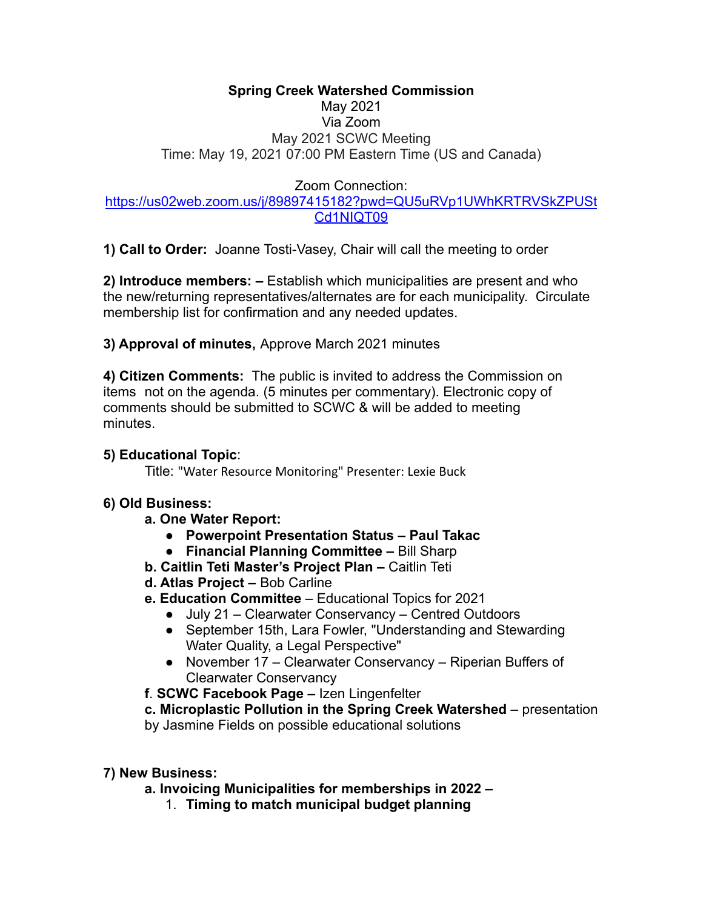**Spring Creek Watershed Commission**

May 2021
Via Zoom
May 2021 SCWC Meeting
Time: May 19, 2021 07:00 PM Eastern Time (US and Canada)

Zoom Connection:
https://us02web.zoom.us/j/89897415182?pwd=QU5uRVp1UWhKRTRVSkZPUStCd1NIQT09

**1) Call to Order:** Joanne Tosti-Vasey, Chair will call the meeting to order

**2) Introduce members: –** Establish which municipalities are present and who the new/returning representatives/alternates are for each municipality. Circulate membership list for confirmation and any needed updates.

**3) Approval of minutes,** Approve March 2021 minutes

**4) Citizen Comments:** The public is invited to address the Commission on items not on the agenda. (5 minutes per commentary). Electronic copy of comments should be submitted to SCWC & will be added to meeting minutes.

**5) Educational Topic**:

Title: "Water Resource Monitoring" Presenter: Lexie Buck

**6) Old Business:**

- **a. One Water Report:**
  - **Powerpoint Presentation Status – Paul Takac**
  - **Financial Planning Committee –** Bill Sharp
- **b. Caitlin Teti Master's Project Plan –** Caitlin Teti
- **d. Atlas Project –** Bob Carline
- **e. Education Committee** – Educational Topics for 2021
  - July 21 – Clearwater Conservancy – Centred Outdoors
  - September 15th, Lara Fowler, "Understanding and Stewarding Water Quality, a Legal Perspective"
  - November 17 – Clearwater Conservancy – Riperian Buffers of Clearwater Conservancy
- **f. SCWC Facebook Page –** Izen Lingenfelter
- **c. Microplastic Pollution in the Spring Creek Watershed** – presentation by Jasmine Fields on possible educational solutions

**7) New Business:**

- **a. Invoicing Municipalities for memberships in 2022 –**
  1. **Timing to match municipal budget planning**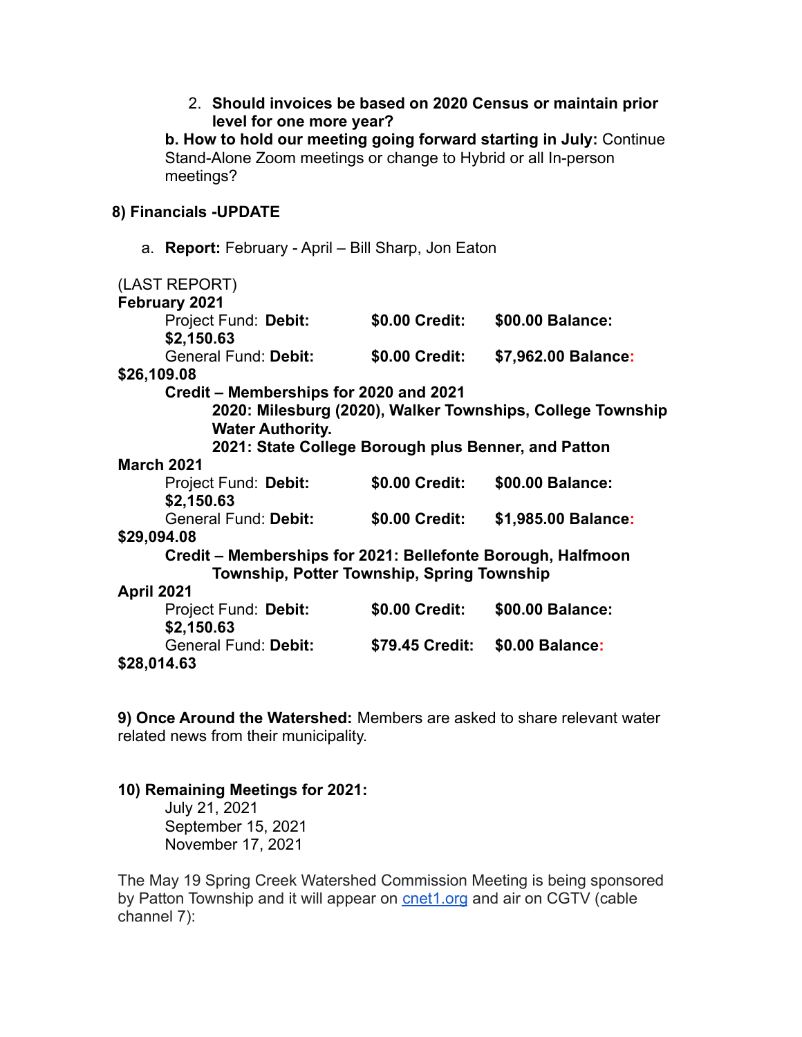2. **Should invoices be based on 2020 Census or maintain prior level for one more year?**

**b. How to hold our meeting going forward starting in July:** Continue Stand-Alone Zoom meetings or change to Hybrid or all In-person meetings?

**8) Financials -UPDATE**

a. **Report:** February - April – Bill Sharp, Jon Eaton

(LAST REPORT)

**February 2021**

Project Fund: **Debit: $0.00 Credit: $00.00 Balance: $2,150.63**

General Fund: **Debit: $0.00 Credit: $7,962.00 Balance: $26,109.08**

**Credit – Memberships for 2020 and 2021**

**2020: Milesburg (2020), Walker Townships, College Township Water Authority.**

**2021: State College Borough plus Benner, and Patton**

**March 2021**

Project Fund: **Debit: $0.00 Credit: $00.00 Balance: $2,150.63**

General Fund: **Debit: $0.00 Credit: $1,985.00 Balance: $29,094.08**

**Credit – Memberships for 2021: Bellefonte Borough, Halfmoon Township, Potter Township, Spring Township**

**April 2021**

Project Fund: **Debit: $0.00 Credit: $00.00 Balance: $2,150.63**

General Fund: **Debit: $79.45 Credit: $0.00 Balance: $28,014.63**

**9) Once Around the Watershed:** Members are asked to share relevant water related news from their municipality.

**10) Remaining Meetings for 2021:**

July 21, 2021
September 15, 2021
November 17, 2021

The May 19 Spring Creek Watershed Commission Meeting is being sponsored by Patton Township and it will appear on [cnet1.org](cnet1.org) and air on CGTV (cable channel 7):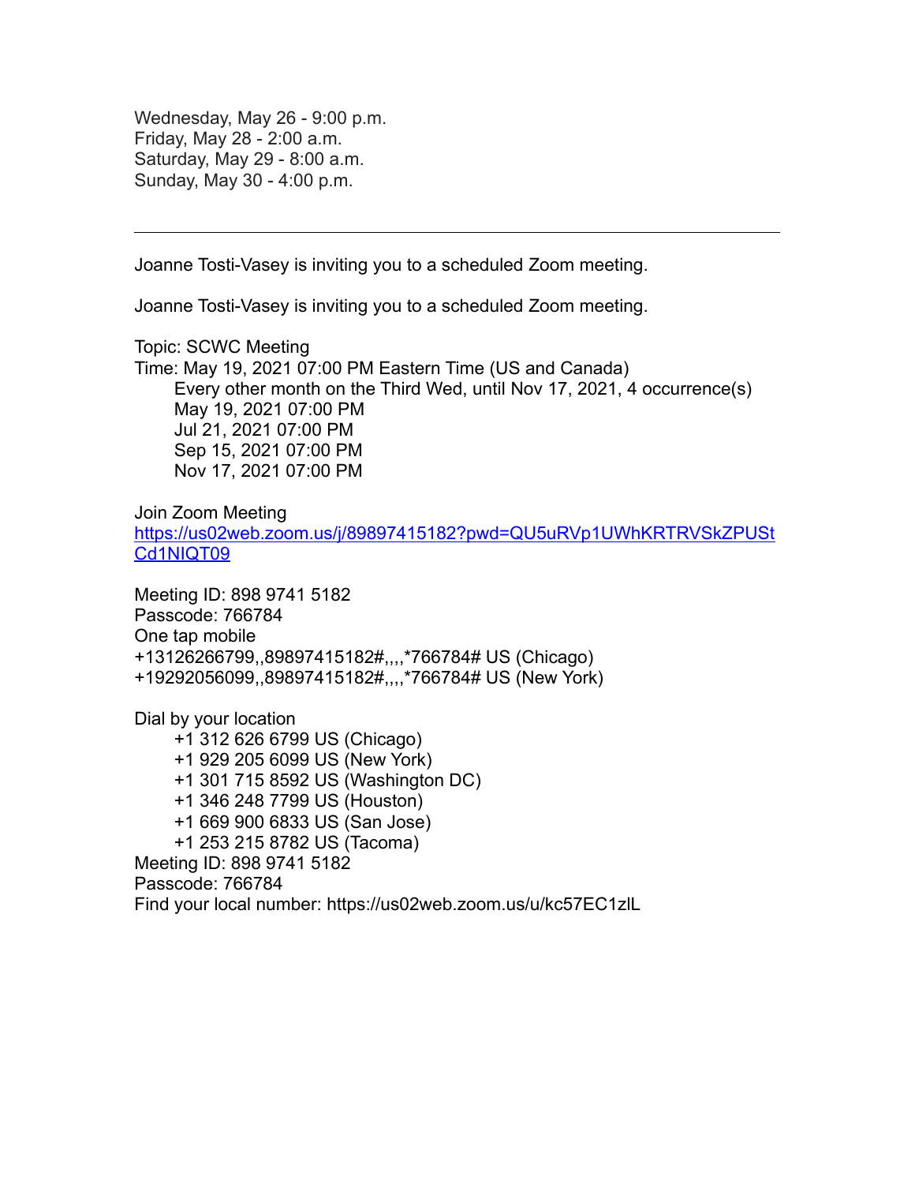Wednesday, May 26 - 9:00 p.m.
Friday, May 28 - 2:00 a.m.
Saturday, May 29 - 8:00 a.m.
Sunday, May 30 - 4:00 p.m.

---

Joanne Tosti-Vasey is inviting you to a scheduled Zoom meeting.

Joanne Tosti-Vasey is inviting you to a scheduled Zoom meeting.

Topic: SCWC Meeting
Time: May 19, 2021 07:00 PM Eastern Time (US and Canada)
    Every other month on the Third Wed, until Nov 17, 2021, 4 occurrence(s)
    May 19, 2021 07:00 PM
    Jul 21, 2021 07:00 PM
    Sep 15, 2021 07:00 PM
    Nov 17, 2021 07:00 PM

Join Zoom Meeting
https://us02web.zoom.us/j/89897415182?pwd=QU5uRVp1UWhKRTRVSkZPUStCd1NIQT09

Meeting ID: 898 9741 5182
Passcode: 766784
One tap mobile
+13126266799,,89897415182#,,,,*766784# US (Chicago)
+19292056099,,89897415182#,,,,*766784# US (New York)

Dial by your location
    +1 312 626 6799 US (Chicago)
    +1 929 205 6099 US (New York)
    +1 301 715 8592 US (Washington DC)
    +1 346 248 7799 US (Houston)
    +1 669 900 6833 US (San Jose)
    +1 253 215 8782 US (Tacoma)
Meeting ID: 898 9741 5182
Passcode: 766784
Find your local number: https://us02web.zoom.us/u/kc57EC1zlL